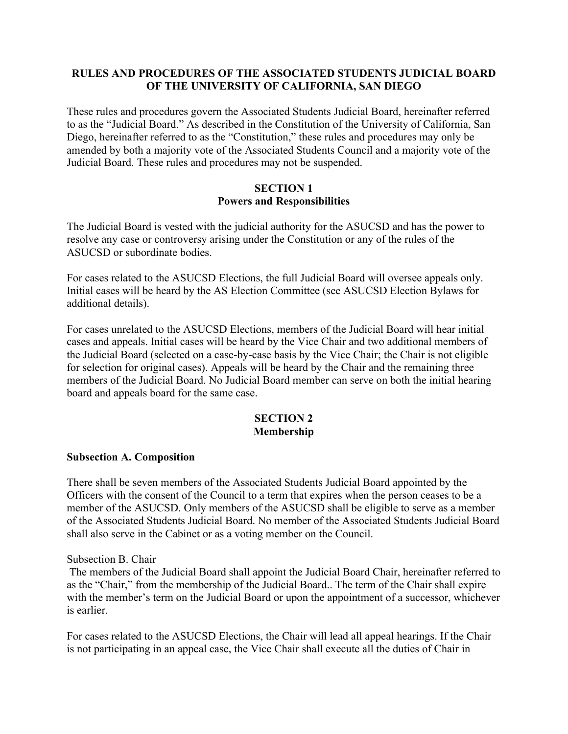**RULES AND PROCEDURES OF THE ASSOCIATED STUDENTS JUDICIAL BOARD OF THE UNIVERSITY OF CALIFORNIA, SAN DIEGO**

These rules and procedures govern the Associated Students Judicial Board, hereinafter referred to as the "Judicial Board." As described in the Constitution of the University of California, San Diego, hereinafter referred to as the "Constitution," these rules and procedures may only be amended by both a majority vote of the Associated Students Council and a majority vote of the Judicial Board. These rules and procedures may not be suspended.

## SECTION 1
## Powers and Responsibilities

The Judicial Board is vested with the judicial authority for the ASUCSD and has the power to resolve any case or controversy arising under the Constitution or any of the rules of the ASUCSD or subordinate bodies.

For cases related to the ASUCSD Elections, the full Judicial Board will oversee appeals only. Initial cases will be heard by the AS Election Committee (see ASUCSD Election Bylaws for additional details).

For cases unrelated to the ASUCSD Elections, members of the Judicial Board will hear initial cases and appeals. Initial cases will be heard by the Vice Chair and two additional members of the Judicial Board (selected on a case-by-case basis by the Vice Chair; the Chair is not eligible for selection for original cases). Appeals will be heard by the Chair and the remaining three members of the Judicial Board. No Judicial Board member can serve on both the initial hearing board and appeals board for the same case.

## SECTION 2
## Membership

### Subsection A. Composition

There shall be seven members of the Associated Students Judicial Board appointed by the Officers with the consent of the Council to a term that expires when the person ceases to be a member of the ASUCSD. Only members of the ASUCSD shall be eligible to serve as a member of the Associated Students Judicial Board. No member of the Associated Students Judicial Board shall also serve in the Cabinet or as a voting member on the Council.

Subsection B. Chair

The members of the Judicial Board shall appoint the Judicial Board Chair, hereinafter referred to as the "Chair," from the membership of the Judicial Board.. The term of the Chair shall expire with the member's term on the Judicial Board or upon the appointment of a successor, whichever is earlier.

For cases related to the ASUCSD Elections, the Chair will lead all appeal hearings. If the Chair is not participating in an appeal case, the Vice Chair shall execute all the duties of Chair in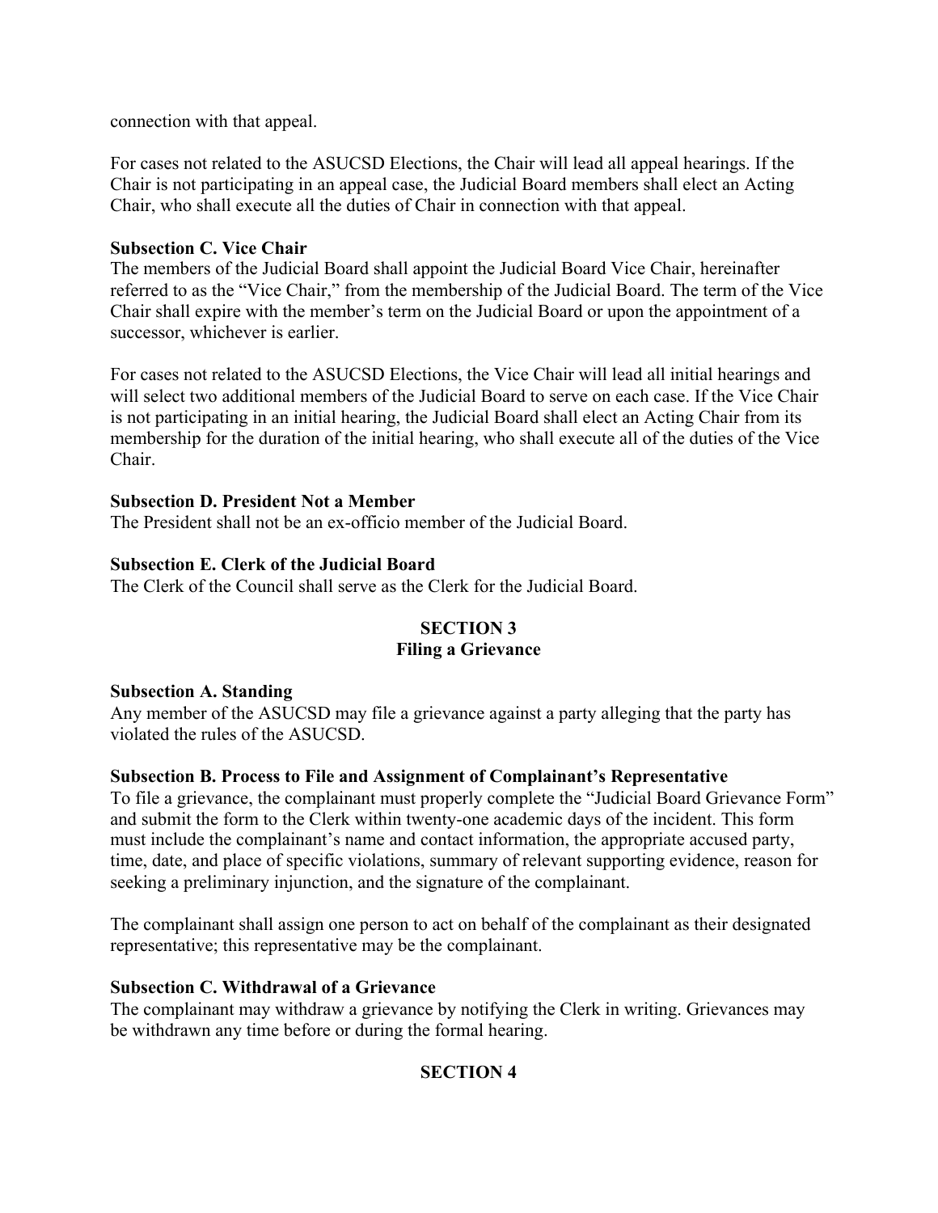connection with that appeal.

For cases not related to the ASUCSD Elections, the Chair will lead all appeal hearings. If the Chair is not participating in an appeal case, the Judicial Board members shall elect an Acting Chair, who shall execute all the duties of Chair in connection with that appeal.

**Subsection C. Vice Chair**
The members of the Judicial Board shall appoint the Judicial Board Vice Chair, hereinafter referred to as the "Vice Chair," from the membership of the Judicial Board. The term of the Vice Chair shall expire with the member's term on the Judicial Board or upon the appointment of a successor, whichever is earlier.

For cases not related to the ASUCSD Elections, the Vice Chair will lead all initial hearings and will select two additional members of the Judicial Board to serve on each case. If the Vice Chair is not participating in an initial hearing, the Judicial Board shall elect an Acting Chair from its membership for the duration of the initial hearing, who shall execute all of the duties of the Vice Chair.

**Subsection D. President Not a Member**
The President shall not be an ex-officio member of the Judicial Board.

**Subsection E. Clerk of the Judicial Board**
The Clerk of the Council shall serve as the Clerk for the Judicial Board.

## SECTION 3
## Filing a Grievance

**Subsection A. Standing**
Any member of the ASUCSD may file a grievance against a party alleging that the party has violated the rules of the ASUCSD.

**Subsection B. Process to File and Assignment of Complainant's Representative**
To file a grievance, the complainant must properly complete the "Judicial Board Grievance Form" and submit the form to the Clerk within twenty-one academic days of the incident. This form must include the complainant's name and contact information, the appropriate accused party, time, date, and place of specific violations, summary of relevant supporting evidence, reason for seeking a preliminary injunction, and the signature of the complainant.

The complainant shall assign one person to act on behalf of the complainant as their designated representative; this representative may be the complainant.

**Subsection C. Withdrawal of a Grievance**
The complainant may withdraw a grievance by notifying the Clerk in writing. Grievances may be withdrawn any time before or during the formal hearing.

## SECTION 4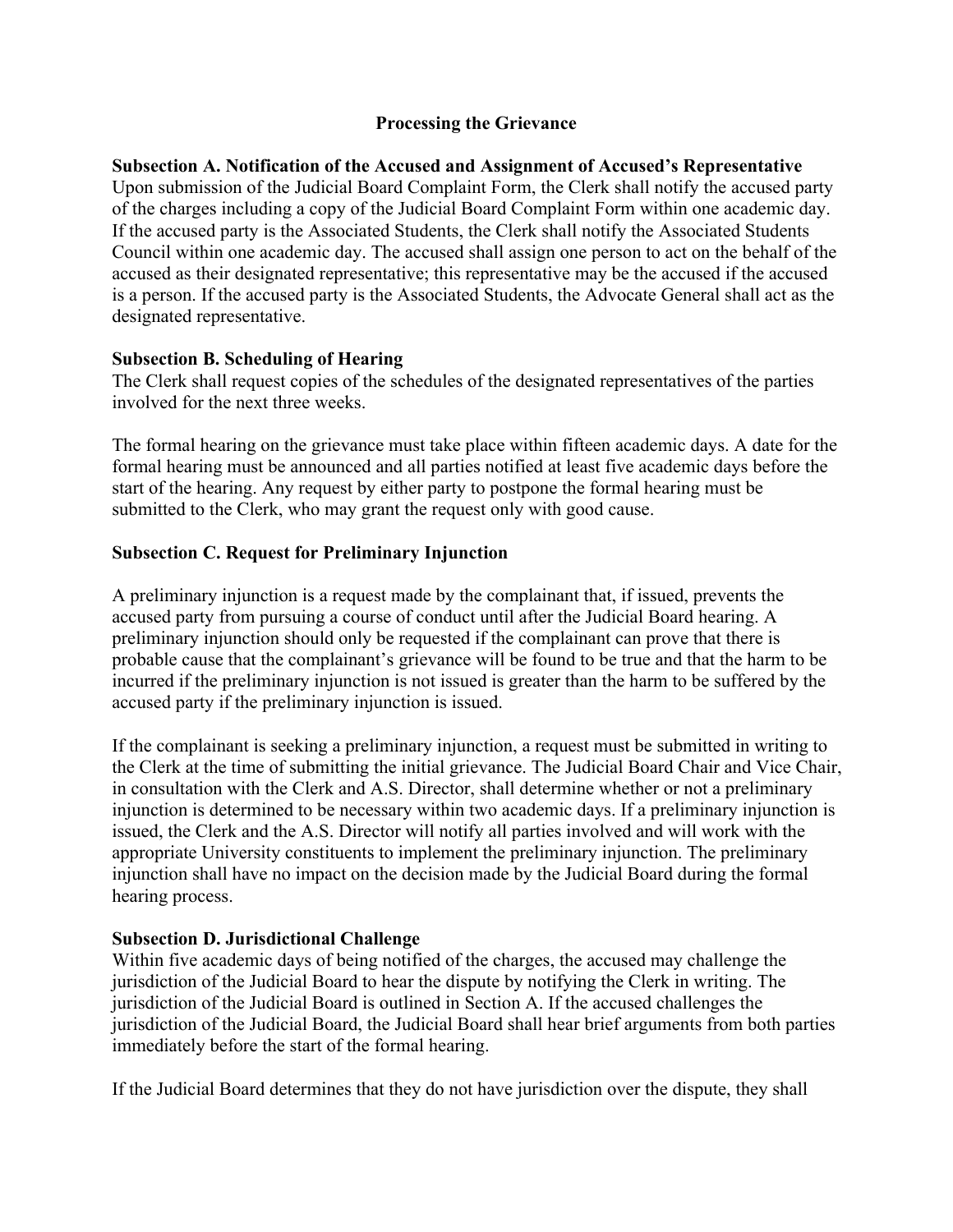## Processing the Grievance

**Subsection A. Notification of the Accused and Assignment of Accused's Representative**
Upon submission of the Judicial Board Complaint Form, the Clerk shall notify the accused party of the charges including a copy of the Judicial Board Complaint Form within one academic day. If the accused party is the Associated Students, the Clerk shall notify the Associated Students Council within one academic day. The accused shall assign one person to act on the behalf of the accused as their designated representative; this representative may be the accused if the accused is a person. If the accused party is the Associated Students, the Advocate General shall act as the designated representative.

**Subsection B. Scheduling of Hearing**
The Clerk shall request copies of the schedules of the designated representatives of the parties involved for the next three weeks.

The formal hearing on the grievance must take place within fifteen academic days. A date for the formal hearing must be announced and all parties notified at least five academic days before the start of the hearing. Any request by either party to postpone the formal hearing must be submitted to the Clerk, who may grant the request only with good cause.

**Subsection C. Request for Preliminary Injunction**

A preliminary injunction is a request made by the complainant that, if issued, prevents the accused party from pursuing a course of conduct until after the Judicial Board hearing. A preliminary injunction should only be requested if the complainant can prove that there is probable cause that the complainant's grievance will be found to be true and that the harm to be incurred if the preliminary injunction is not issued is greater than the harm to be suffered by the accused party if the preliminary injunction is issued.

If the complainant is seeking a preliminary injunction, a request must be submitted in writing to the Clerk at the time of submitting the initial grievance. The Judicial Board Chair and Vice Chair, in consultation with the Clerk and A.S. Director, shall determine whether or not a preliminary injunction is determined to be necessary within two academic days. If a preliminary injunction is issued, the Clerk and the A.S. Director will notify all parties involved and will work with the appropriate University constituents to implement the preliminary injunction. The preliminary injunction shall have no impact on the decision made by the Judicial Board during the formal hearing process.

**Subsection D. Jurisdictional Challenge**
Within five academic days of being notified of the charges, the accused may challenge the jurisdiction of the Judicial Board to hear the dispute by notifying the Clerk in writing. The jurisdiction of the Judicial Board is outlined in Section A. If the accused challenges the jurisdiction of the Judicial Board, the Judicial Board shall hear brief arguments from both parties immediately before the start of the formal hearing.

If the Judicial Board determines that they do not have jurisdiction over the dispute, they shall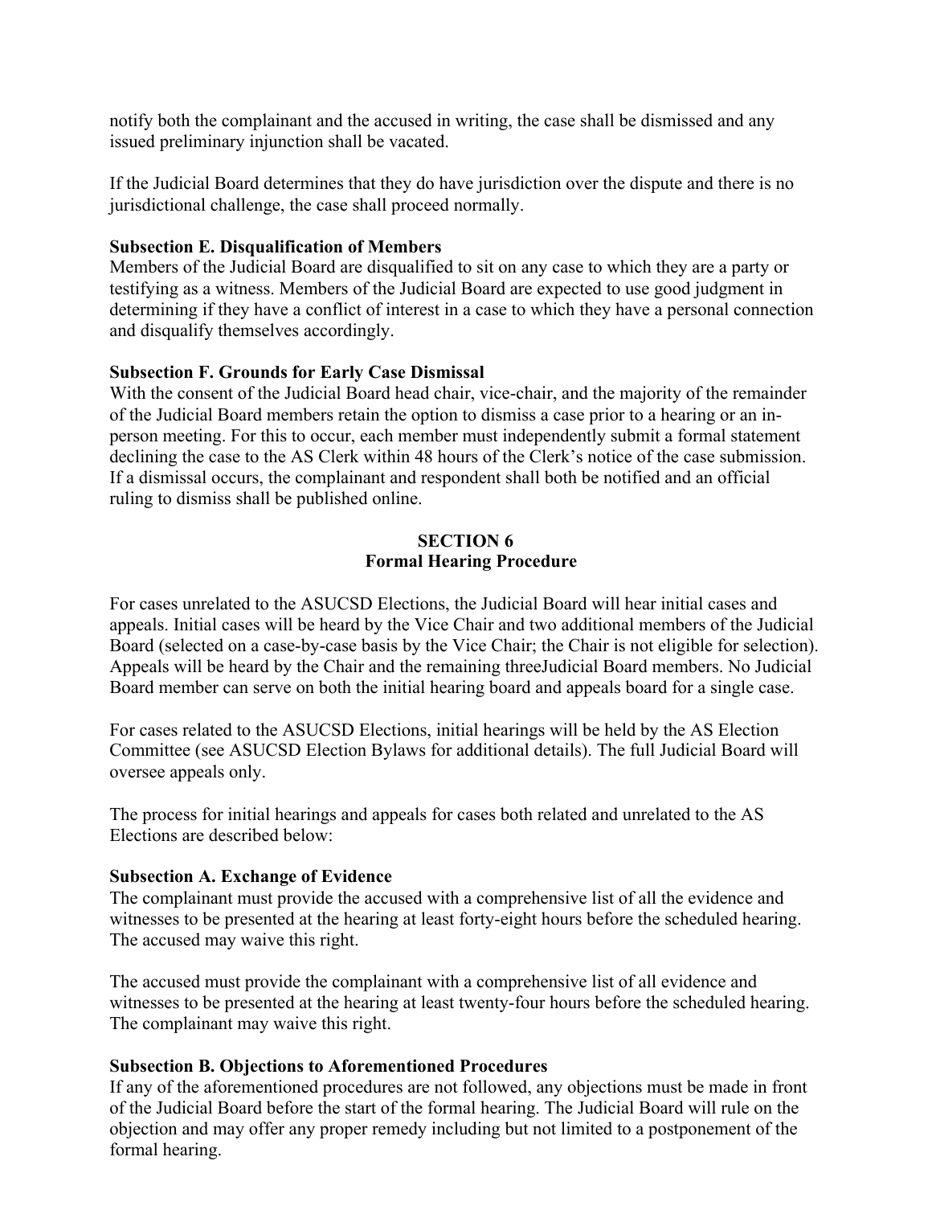notify both the complainant and the accused in writing, the case shall be dismissed and any issued preliminary injunction shall be vacated.

If the Judicial Board determines that they do have jurisdiction over the dispute and there is no jurisdictional challenge, the case shall proceed normally.

**Subsection E. Disqualification of Members**

Members of the Judicial Board are disqualified to sit on any case to which they are a party or testifying as a witness. Members of the Judicial Board are expected to use good judgment in determining if they have a conflict of interest in a case to which they have a personal connection and disqualify themselves accordingly.

**Subsection F. Grounds for Early Case Dismissal**

With the consent of the Judicial Board head chair, vice-chair, and the majority of the remainder of the Judicial Board members retain the option to dismiss a case prior to a hearing or an in-person meeting. For this to occur, each member must independently submit a formal statement declining the case to the AS Clerk within 48 hours of the Clerk's notice of the case submission. If a dismissal occurs, the complainant and respondent shall both be notified and an official ruling to dismiss shall be published online.

## SECTION 6
## Formal Hearing Procedure

For cases unrelated to the ASUCSD Elections, the Judicial Board will hear initial cases and appeals. Initial cases will be heard by the Vice Chair and two additional members of the Judicial Board (selected on a case-by-case basis by the Vice Chair; the Chair is not eligible for selection). Appeals will be heard by the Chair and the remaining threeJudicial Board members. No Judicial Board member can serve on both the initial hearing board and appeals board for a single case.

For cases related to the ASUCSD Elections, initial hearings will be held by the AS Election Committee (see ASUCSD Election Bylaws for additional details). The full Judicial Board will oversee appeals only.

The process for initial hearings and appeals for cases both related and unrelated to the AS Elections are described below:

**Subsection A. Exchange of Evidence**

The complainant must provide the accused with a comprehensive list of all the evidence and witnesses to be presented at the hearing at least forty-eight hours before the scheduled hearing. The accused may waive this right.

The accused must provide the complainant with a comprehensive list of all evidence and witnesses to be presented at the hearing at least twenty-four hours before the scheduled hearing. The complainant may waive this right.

**Subsection B. Objections to Aforementioned Procedures**

If any of the aforementioned procedures are not followed, any objections must be made in front of the Judicial Board before the start of the formal hearing. The Judicial Board will rule on the objection and may offer any proper remedy including but not limited to a postponement of the formal hearing.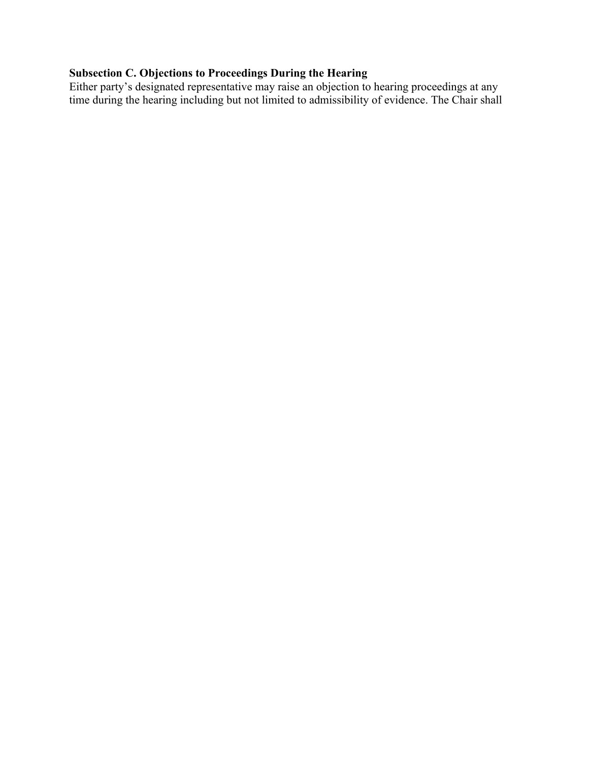**Subsection C. Objections to Proceedings During the Hearing**

Either party's designated representative may raise an objection to hearing proceedings at any time during the hearing including but not limited to admissibility of evidence. The Chair shall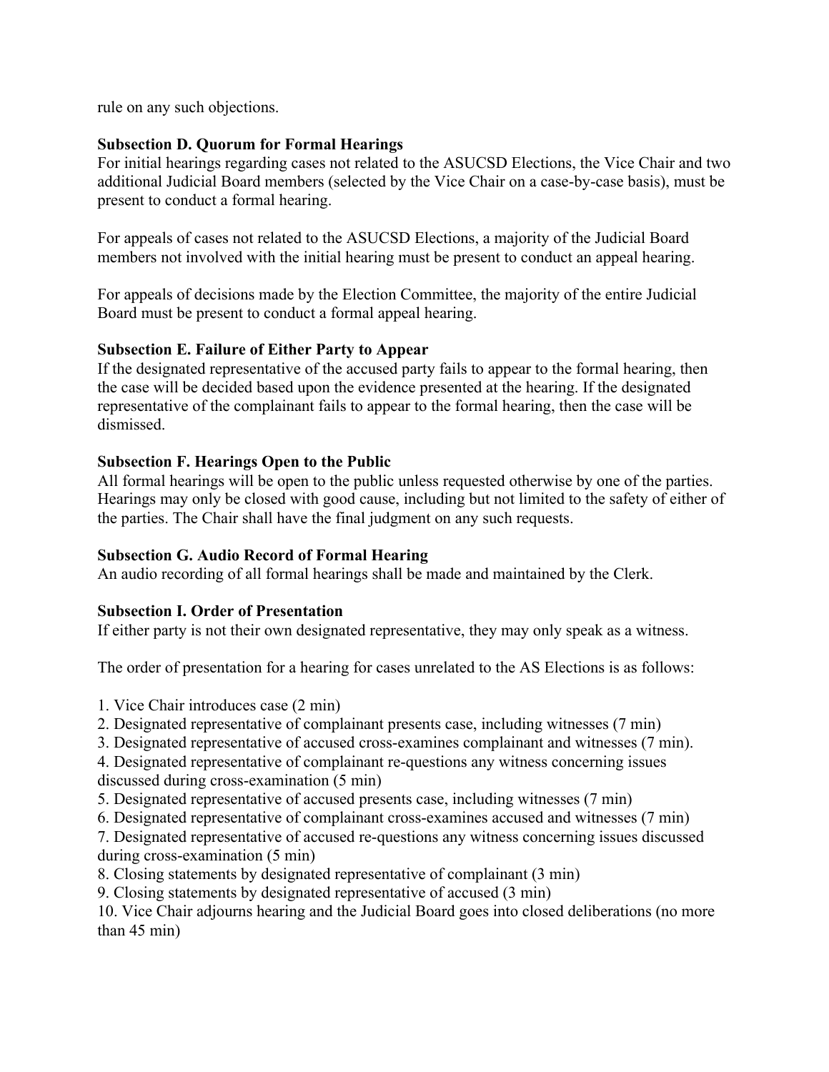rule on any such objections.

**Subsection D. Quorum for Formal Hearings**
For initial hearings regarding cases not related to the ASUCSD Elections, the Vice Chair and two additional Judicial Board members (selected by the Vice Chair on a case-by-case basis), must be present to conduct a formal hearing.

For appeals of cases not related to the ASUCSD Elections, a majority of the Judicial Board members not involved with the initial hearing must be present to conduct an appeal hearing.

For appeals of decisions made by the Election Committee, the majority of the entire Judicial Board must be present to conduct a formal appeal hearing.

**Subsection E. Failure of Either Party to Appear**
If the designated representative of the accused party fails to appear to the formal hearing, then the case will be decided based upon the evidence presented at the hearing. If the designated representative of the complainant fails to appear to the formal hearing, then the case will be dismissed.

**Subsection F. Hearings Open to the Public**
All formal hearings will be open to the public unless requested otherwise by one of the parties. Hearings may only be closed with good cause, including but not limited to the safety of either of the parties. The Chair shall have the final judgment on any such requests.

**Subsection G. Audio Record of Formal Hearing**
An audio recording of all formal hearings shall be made and maintained by the Clerk.

**Subsection I. Order of Presentation**
If either party is not their own designated representative, they may only speak as a witness.

The order of presentation for a hearing for cases unrelated to the AS Elections is as follows:

1. Vice Chair introduces case (2 min)
2. Designated representative of complainant presents case, including witnesses (7 min)
3. Designated representative of accused cross-examines complainant and witnesses (7 min).
4. Designated representative of complainant re-questions any witness concerning issues discussed during cross-examination (5 min)
5. Designated representative of accused presents case, including witnesses (7 min)
6. Designated representative of complainant cross-examines accused and witnesses (7 min)
7. Designated representative of accused re-questions any witness concerning issues discussed during cross-examination (5 min)
8. Closing statements by designated representative of complainant (3 min)
9. Closing statements by designated representative of accused (3 min)
10. Vice Chair adjourns hearing and the Judicial Board goes into closed deliberations (no more than 45 min)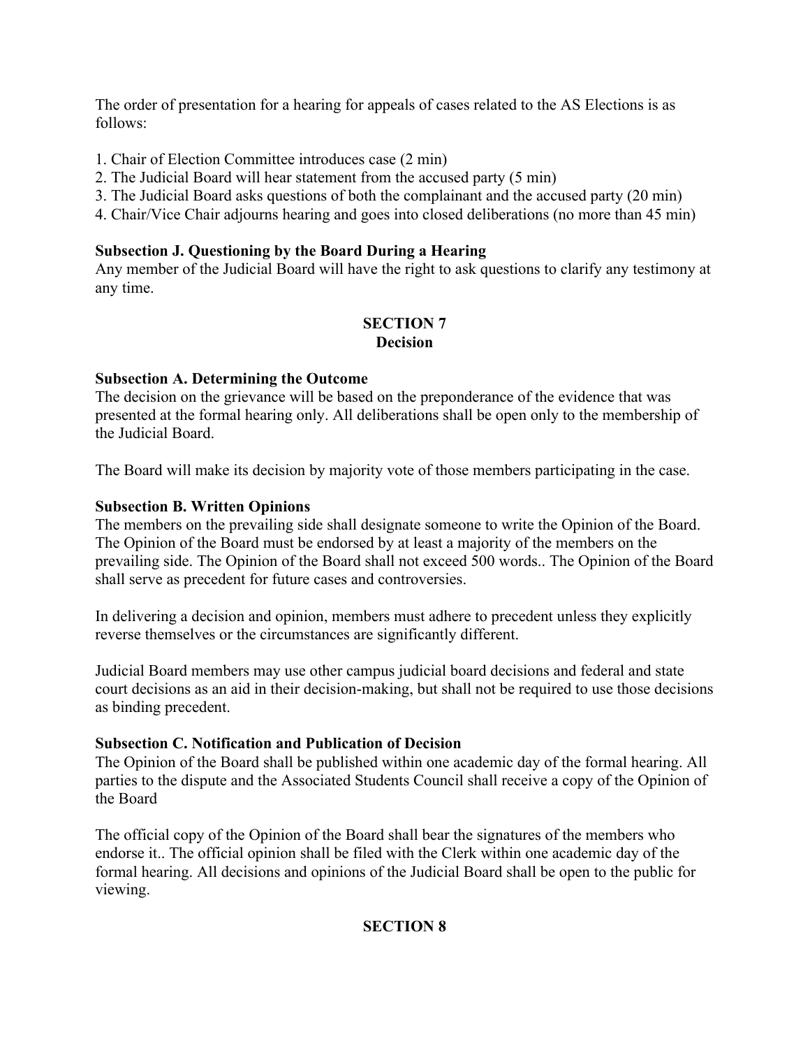The order of presentation for a hearing for appeals of cases related to the AS Elections is as follows:

1. Chair of Election Committee introduces case (2 min)
2. The Judicial Board will hear statement from the accused party (5 min)
3. The Judicial Board asks questions of both the complainant and the accused party (20 min)
4. Chair/Vice Chair adjourns hearing and goes into closed deliberations (no more than 45 min)

**Subsection J. Questioning by the Board During a Hearing**
Any member of the Judicial Board will have the right to ask questions to clarify any testimony at any time.

## SECTION 7
## Decision

**Subsection A. Determining the Outcome**
The decision on the grievance will be based on the preponderance of the evidence that was presented at the formal hearing only. All deliberations shall be open only to the membership of the Judicial Board.

The Board will make its decision by majority vote of those members participating in the case.

**Subsection B. Written Opinions**
The members on the prevailing side shall designate someone to write the Opinion of the Board. The Opinion of the Board must be endorsed by at least a majority of the members on the prevailing side. The Opinion of the Board shall not exceed 500 words.. The Opinion of the Board shall serve as precedent for future cases and controversies.

In delivering a decision and opinion, members must adhere to precedent unless they explicitly reverse themselves or the circumstances are significantly different.

Judicial Board members may use other campus judicial board decisions and federal and state court decisions as an aid in their decision-making, but shall not be required to use those decisions as binding precedent.

**Subsection C. Notification and Publication of Decision**
The Opinion of the Board shall be published within one academic day of the formal hearing. All parties to the dispute and the Associated Students Council shall receive a copy of the Opinion of the Board

The official copy of the Opinion of the Board shall bear the signatures of the members who endorse it.. The official opinion shall be filed with the Clerk within one academic day of the formal hearing. All decisions and opinions of the Judicial Board shall be open to the public for viewing.

## SECTION 8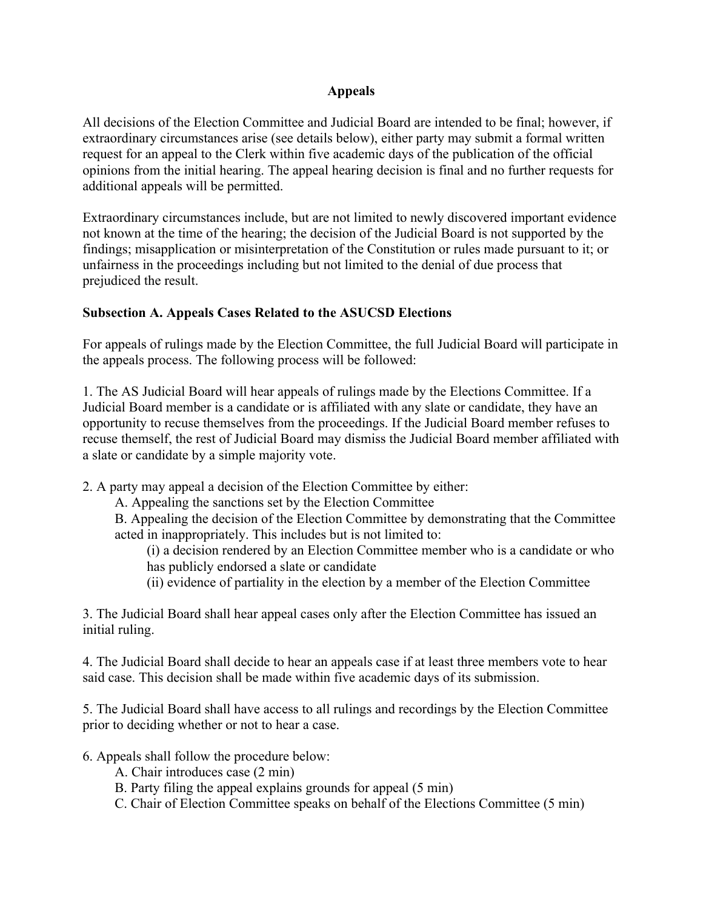## Appeals

All decisions of the Election Committee and Judicial Board are intended to be final; however, if extraordinary circumstances arise (see details below), either party may submit a formal written request for an appeal to the Clerk within five academic days of the publication of the official opinions from the initial hearing. The appeal hearing decision is final and no further requests for additional appeals will be permitted.

Extraordinary circumstances include, but are not limited to newly discovered important evidence not known at the time of the hearing; the decision of the Judicial Board is not supported by the findings; misapplication or misinterpretation of the Constitution or rules made pursuant to it; or unfairness in the proceedings including but not limited to the denial of due process that prejudiced the result.

### Subsection A. Appeals Cases Related to the ASUCSD Elections

For appeals of rulings made by the Election Committee, the full Judicial Board will participate in the appeals process. The following process will be followed:

1. The AS Judicial Board will hear appeals of rulings made by the Elections Committee. If a Judicial Board member is a candidate or is affiliated with any slate or candidate, they have an opportunity to recuse themselves from the proceedings. If the Judicial Board member refuses to recuse themself, the rest of Judicial Board may dismiss the Judicial Board member affiliated with a slate or candidate by a simple majority vote.

2. A party may appeal a decision of the Election Committee by either:
   - A. Appealing the sanctions set by the Election Committee
   - B. Appealing the decision of the Election Committee by demonstrating that the Committee acted in inappropriately. This includes but is not limited to:
     - (i) a decision rendered by an Election Committee member who is a candidate or who has publicly endorsed a slate or candidate
     - (ii) evidence of partiality in the election by a member of the Election Committee

3. The Judicial Board shall hear appeal cases only after the Election Committee has issued an initial ruling.

4. The Judicial Board shall decide to hear an appeals case if at least three members vote to hear said case. This decision shall be made within five academic days of its submission.

5. The Judicial Board shall have access to all rulings and recordings by the Election Committee prior to deciding whether or not to hear a case.

6. Appeals shall follow the procedure below:
   - A. Chair introduces case (2 min)
   - B. Party filing the appeal explains grounds for appeal (5 min)
   - C. Chair of Election Committee speaks on behalf of the Elections Committee (5 min)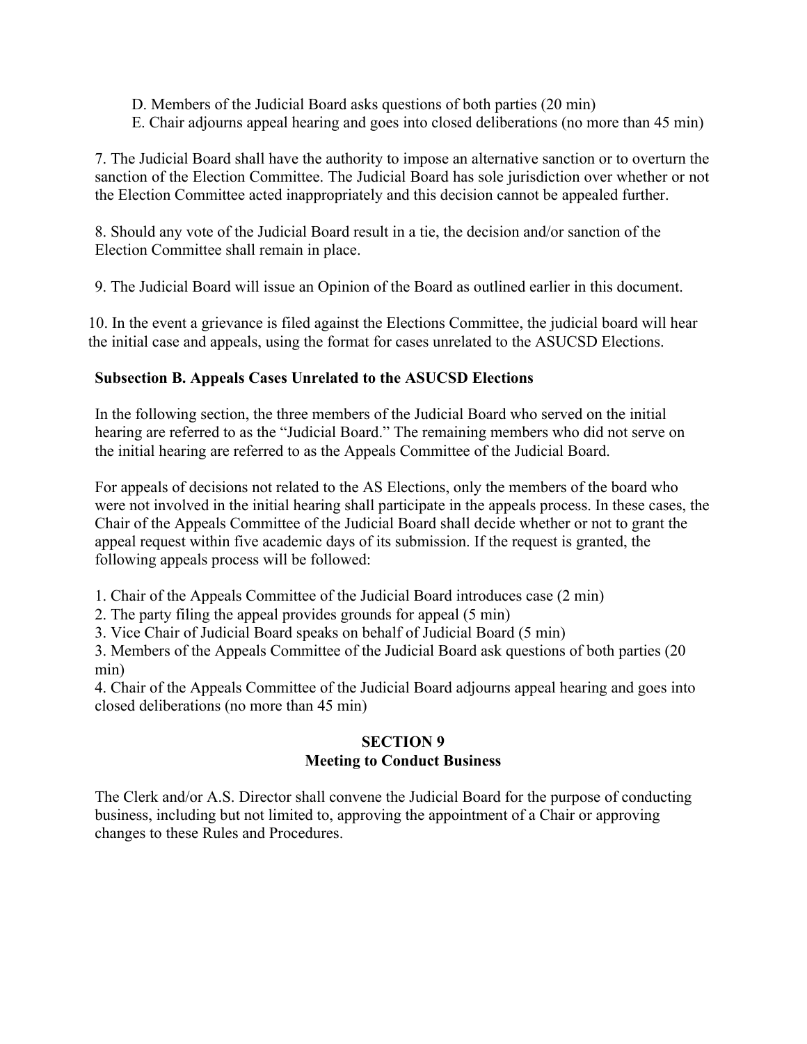D. Members of the Judicial Board asks questions of both parties (20 min)
E. Chair adjourns appeal hearing and goes into closed deliberations (no more than 45 min)

7. The Judicial Board shall have the authority to impose an alternative sanction or to overturn the sanction of the Election Committee. The Judicial Board has sole jurisdiction over whether or not the Election Committee acted inappropriately and this decision cannot be appealed further.

8. Should any vote of the Judicial Board result in a tie, the decision and/or sanction of the Election Committee shall remain in place.

9. The Judicial Board will issue an Opinion of the Board as outlined earlier in this document.

10. In the event a grievance is filed against the Elections Committee, the judicial board will hear the initial case and appeals, using the format for cases unrelated to the ASUCSD Elections.

**Subsection B. Appeals Cases Unrelated to the ASUCSD Elections**

In the following section, the three members of the Judicial Board who served on the initial hearing are referred to as the "Judicial Board." The remaining members who did not serve on the initial hearing are referred to as the Appeals Committee of the Judicial Board.

For appeals of decisions not related to the AS Elections, only the members of the board who were not involved in the initial hearing shall participate in the appeals process. In these cases, the Chair of the Appeals Committee of the Judicial Board shall decide whether or not to grant the appeal request within five academic days of its submission. If the request is granted, the following appeals process will be followed:

1. Chair of the Appeals Committee of the Judicial Board introduces case (2 min)
2. The party filing the appeal provides grounds for appeal (5 min)
3. Vice Chair of Judicial Board speaks on behalf of Judicial Board (5 min)
3. Members of the Appeals Committee of the Judicial Board ask questions of both parties (20 min)
4. Chair of the Appeals Committee of the Judicial Board adjourns appeal hearing and goes into closed deliberations (no more than 45 min)

## SECTION 9
## Meeting to Conduct Business

The Clerk and/or A.S. Director shall convene the Judicial Board for the purpose of conducting business, including but not limited to, approving the appointment of a Chair or approving changes to these Rules and Procedures.